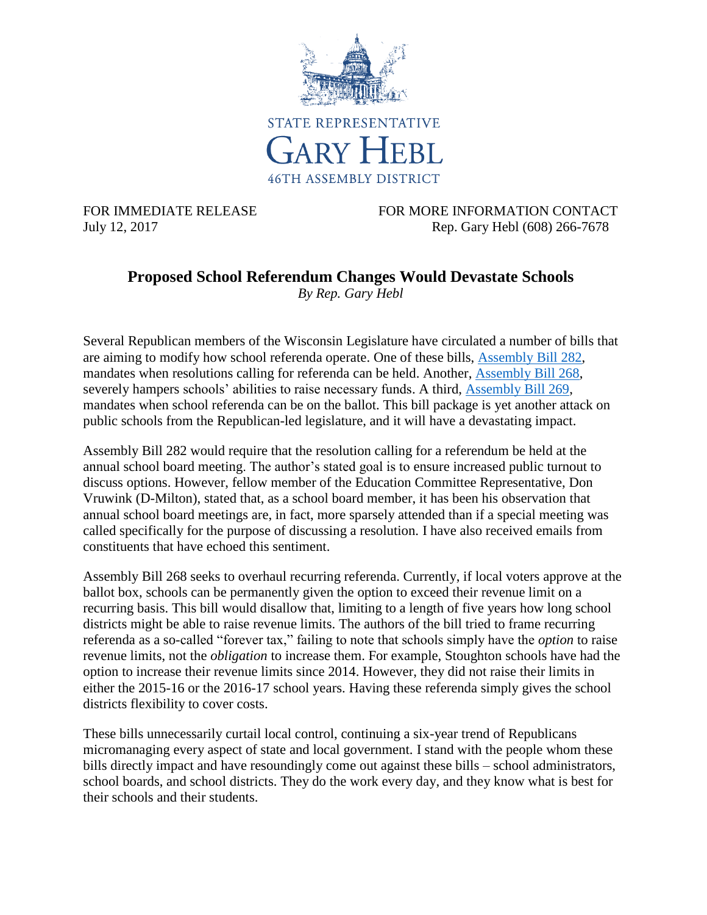STATE REPRESENTATIVE
GARY HEBL
46TH ASSEMBLY DISTRICT

FOR IMMEDIATE RELEASE
July 12, 2017

FOR MORE INFORMATION CONTACT
Rep. Gary Hebl (608) 266-7678

# Proposed School Referendum Changes Would Devastate Schools

*By Rep. Gary Hebl*

Several Republican members of the Wisconsin Legislature have circulated a number of bills that are aiming to modify how school referenda operate. One of these bills, Assembly Bill 282, mandates when resolutions calling for referenda can be held. Another, Assembly Bill 268, severely hampers schools' abilities to raise necessary funds. A third, Assembly Bill 269, mandates when school referenda can be on the ballot. This bill package is yet another attack on public schools from the Republican-led legislature, and it will have a devastating impact.

Assembly Bill 282 would require that the resolution calling for a referendum be held at the annual school board meeting. The author's stated goal is to ensure increased public turnout to discuss options. However, fellow member of the Education Committee Representative, Don Vruwink (D-Milton), stated that, as a school board member, it has been his observation that annual school board meetings are, in fact, more sparsely attended than if a special meeting was called specifically for the purpose of discussing a resolution. I have also received emails from constituents that have echoed this sentiment.

Assembly Bill 268 seeks to overhaul recurring referenda. Currently, if local voters approve at the ballot box, schools can be permanently given the option to exceed their revenue limit on a recurring basis. This bill would disallow that, limiting to a length of five years how long school districts might be able to raise revenue limits. The authors of the bill tried to frame recurring referenda as a so-called "forever tax," failing to note that schools simply have the *option* to raise revenue limits, not the *obligation* to increase them. For example, Stoughton schools have had the option to increase their revenue limits since 2014. However, they did not raise their limits in either the 2015-16 or the 2016-17 school years. Having these referenda simply gives the school districts flexibility to cover costs.

These bills unnecessarily curtail local control, continuing a six-year trend of Republicans micromanaging every aspect of state and local government. I stand with the people whom these bills directly impact and have resoundingly come out against these bills – school administrators, school boards, and school districts. They do the work every day, and they know what is best for their schools and their students.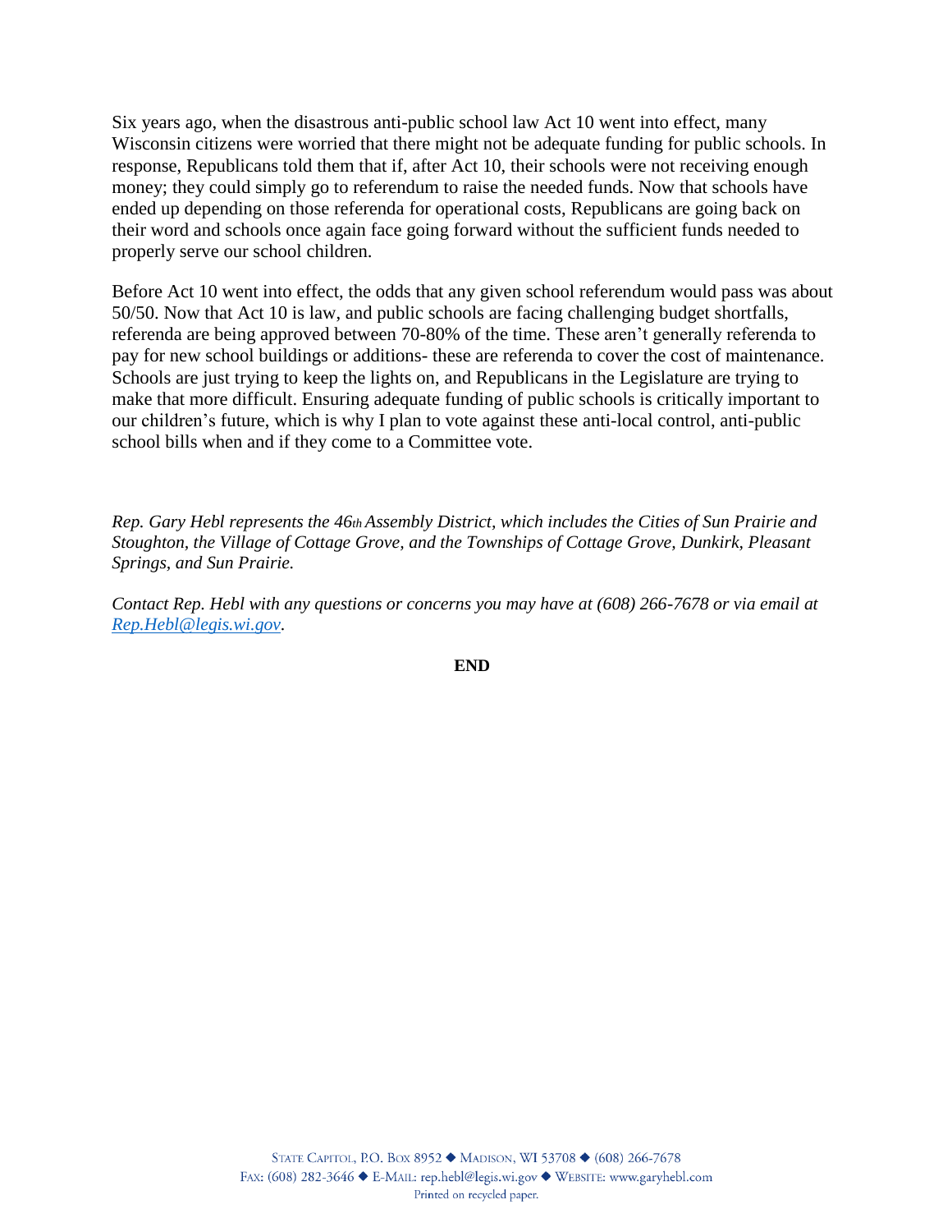Six years ago, when the disastrous anti-public school law Act 10 went into effect, many Wisconsin citizens were worried that there might not be adequate funding for public schools. In response, Republicans told them that if, after Act 10, their schools were not receiving enough money; they could simply go to referendum to raise the needed funds. Now that schools have ended up depending on those referenda for operational costs, Republicans are going back on their word and schools once again face going forward without the sufficient funds needed to properly serve our school children.

Before Act 10 went into effect, the odds that any given school referendum would pass was about 50/50. Now that Act 10 is law, and public schools are facing challenging budget shortfalls, referenda are being approved between 70-80% of the time. These aren't generally referenda to pay for new school buildings or additions- these are referenda to cover the cost of maintenance. Schools are just trying to keep the lights on, and Republicans in the Legislature are trying to make that more difficult. Ensuring adequate funding of public schools is critically important to our children's future, which is why I plan to vote against these anti-local control, anti-public school bills when and if they come to a Committee vote.

*Rep. Gary Hebl represents the 46th Assembly District, which includes the Cities of Sun Prairie and Stoughton, the Village of Cottage Grove, and the Townships of Cottage Grove, Dunkirk, Pleasant Springs, and Sun Prairie.*

*Contact Rep. Hebl with any questions or concerns you may have at (608) 266-7678 or via email at [Rep.Hebl@legis.wi.gov](mailto:Rep.Hebl@legis.wi.gov).*

**END**

STATE CAPITOL, P.O. BOX 8952 ◆ MADISON, WI 53708 ◆ (608) 266-7678
FAX: (608) 282-3646 ◆ E-MAIL: rep.hebl@legis.wi.gov ◆ WEBSITE: www.garyhebl.com
Printed on recycled paper.